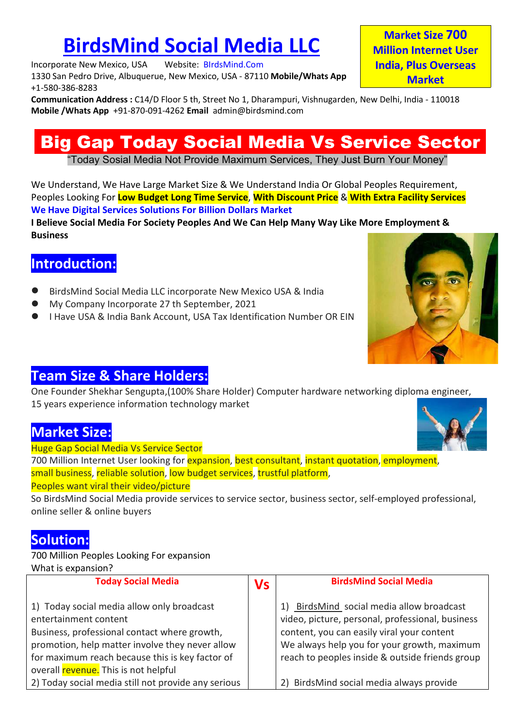# BirdsMind Social Media LLC

Incorporate New Mexico, USA  Website: BIrdsMind.Com
1330 San Pedro Drive, Albuquerue, New Mexico, USA - 87110 **Mobile/Whats App** +1-580-386-8283
**Communication Address :** C14/D Floor 5 th, Street No 1, Dharampuri, Vishnugarden, New Delhi, India - 110018
**Mobile /Whats App** +91-870-091-4262 **Email** admin@birdsmind.com

**Market Size 700 Million Internet User India, Plus Overseas Market**

## Big Gap Today Social Media Vs Service Sector

"Today Sosial Media Not Provide Maximum Services, They Just Burn Your Money"

We Understand, We Have Large Market Size & We Understand India Or Global Peoples Requirement, Peoples Looking For **Low Budget Long Time Service**, **With Discount Price** & **With Extra Facility Services**
**We Have Digital Services Solutions For Billion Dollars Market**
**I Believe Social Media For Society Peoples And We Can Help Many Way Like More Employment & Business**

## Introduction:

- BirdsMind Social Media LLC incorporate New Mexico USA & India
- My Company Incorporate 27 th September, 2021
- I Have USA & India Bank Account, USA Tax Identification Number OR EIN

## Team Size & Share Holders:

One Founder Shekhar Sengupta,(100% Share Holder) Computer hardware networking diploma engineer, 15 years experience information technology market

## Market Size:

Huge Gap Social Media Vs Service Sector
700 Million Internet User looking for expansion, best consultant, instant quotation, employment, small business, reliable solution, low budget services, trustful platform,
Peoples want viral their video/picture
So BirdsMind Social Media provide services to service sector, business sector, self-employed professional, online seller & online buyers

## Solution:

700 Million Peoples Looking For expansion
What is expansion?

| Today Social Media | Vs | BirdsMind Social Media |
|---|---|---|
| 1) Today social media allow only broadcast entertainment content Business, professional contact where growth, promotion, help matter involve they never allow for maximum reach because this is key factor of overall revenue. This is not helpful | | 1) BirdsMind social media allow broadcast video, picture, personal, professional, business content, you can easily viral your content We always help you for your growth, maximum reach to peoples inside & outside friends group |
| 2) Today social media still not provide any serious | | 2) BirdsMind social media always provide |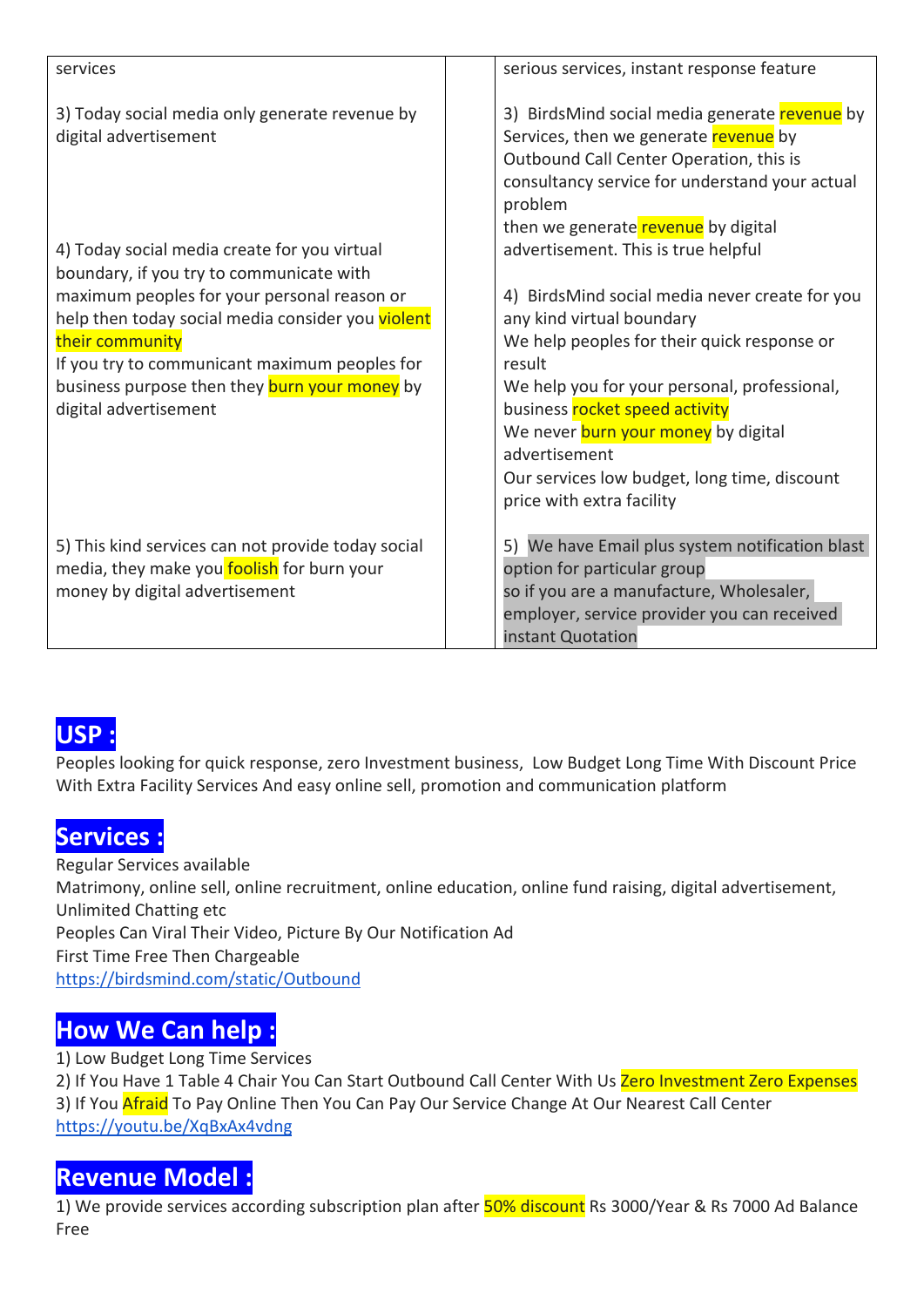| | | |
|---|---|---|
| services | | serious services, instant response feature |
| 3) Today social media only generate revenue by digital advertisement | | 3) BirdsMind social media generate revenue by Services, then we generate revenue by Outbound Call Center Operation, this is consultancy service for understand your actual problem<br>then we generate revenue by digital advertisement. This is true helpful |
| 4) Today social media create for you virtual boundary, if you try to communicate with maximum peoples for your personal reason or help then today social media consider you violent their community<br>If you try to communicant maximum peoples for business purpose then they burn your money by digital advertisement | | 4) BirdsMind social media never create for you any kind virtual boundary<br>We help peoples for their quick response or result<br>We help you for your personal, professional, business rocket speed activity<br>We never burn your money by digital advertisement<br>Our services low budget, long time, discount price with extra facility |
| 5) This kind services can not provide today social media, they make you foolish for burn your money by digital advertisement | | 5) We have Email plus system notification blast option for particular group<br>so if you are a manufacture, Wholesaler, employer, service provider you can received instant Quotation |

## USP :

Peoples looking for quick response, zero Investment business, Low Budget Long Time With Discount Price With Extra Facility Services And easy online sell, promotion and communication platform

## Services :

Regular Services available
Matrimony, online sell, online recruitment, online education, online fund raising, digital advertisement, Unlimited Chatting etc
Peoples Can Viral Their Video, Picture By Our Notification Ad
First Time Free Then Chargeable
https://birdsmind.com/static/Outbound

## How We Can help :

1) Low Budget Long Time Services
2) If You Have 1 Table 4 Chair You Can Start Outbound Call Center With Us Zero Investment Zero Expenses
3) If You Afraid To Pay Online Then You Can Pay Our Service Change At Our Nearest Call Center
https://youtu.be/XqBxAx4vdng

## Revenue Model :

1) We provide services according subscription plan after 50% discount Rs 3000/Year & Rs 7000 Ad Balance Free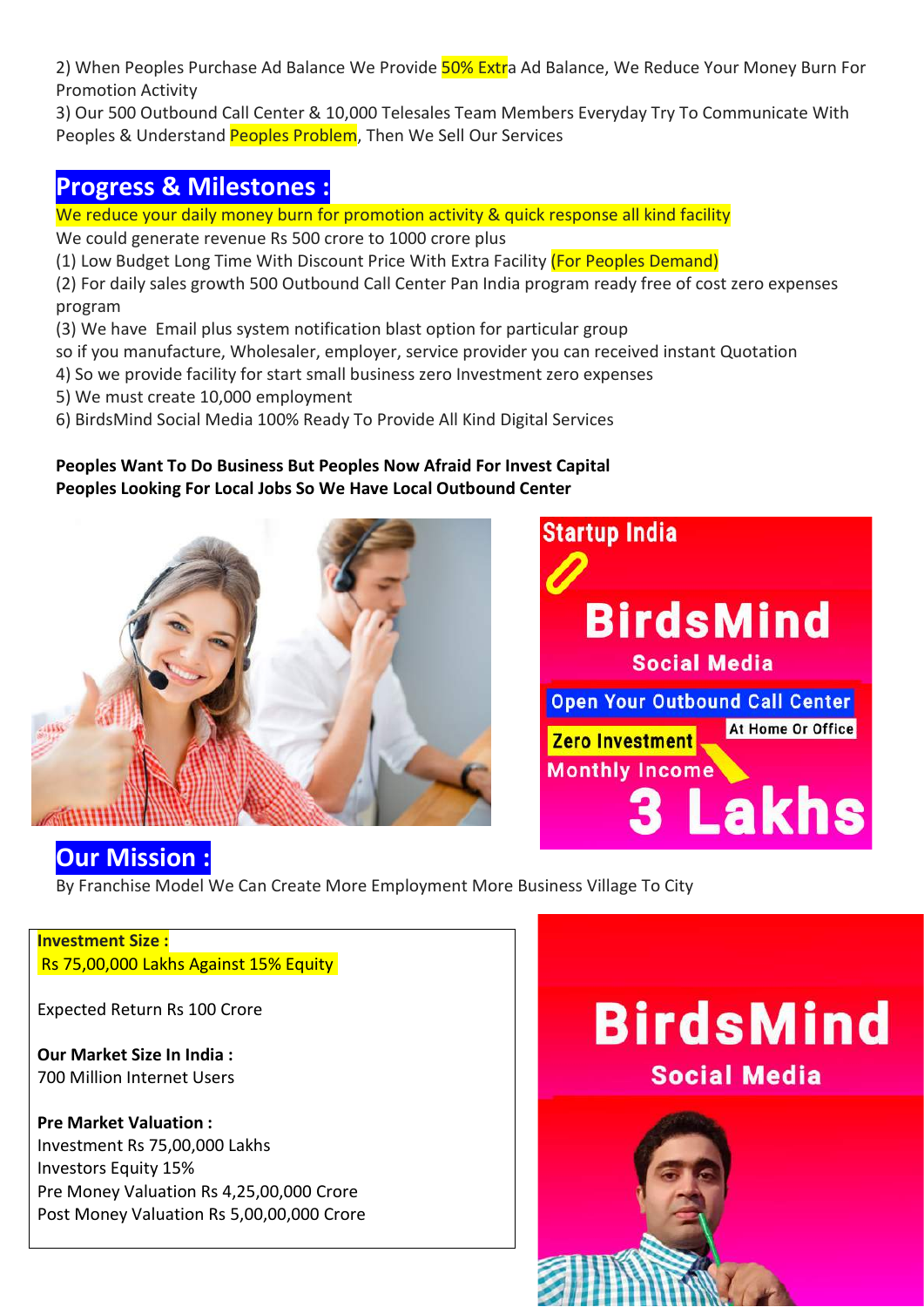2) When Peoples Purchase Ad Balance We Provide 50% Extra Ad Balance, We Reduce Your Money Burn For Promotion Activity

3) Our 500 Outbound Call Center & 10,000 Telesales Team Members Everyday Try To Communicate With Peoples & Understand Peoples Problem, Then We Sell Our Services

## Progress & Milestones :

We reduce your daily money burn for promotion activity & quick response all kind facility

We could generate revenue Rs 500 crore to 1000 crore plus

(1) Low Budget Long Time With Discount Price With Extra Facility (For Peoples Demand)

(2) For daily sales growth 500 Outbound Call Center Pan India program ready free of cost zero expenses program

(3) We have Email plus system notification blast option for particular group

so if you manufacture, Wholesaler, employer, service provider you can received instant Quotation

4) So we provide facility for start small business zero Investment zero expenses

5) We must create 10,000 employment

6) BirdsMind Social Media 100% Ready To Provide All Kind Digital Services

**Peoples Want To Do Business But Peoples Now Afraid For Invest Capital**
**Peoples Looking For Local Jobs So We Have Local Outbound Center**

Startup India

BirdsMind Social Media

Open Your Outbound Call Center At Home Or Office

Zero Investment

Monthly Income 3 Lakhs

## Our Mission :

By Franchise Model We Can Create More Employment More Business Village To City

**Investment Size :**
Rs 75,00,000 Lakhs Against 15% Equity

Expected Return Rs 100 Crore

**Our Market Size In India :**
700 Million Internet Users

**Pre Market Valuation :**
Investment Rs 75,00,000 Lakhs
Investors Equity 15%
Pre Money Valuation Rs 4,25,00,000 Crore
Post Money Valuation Rs 5,00,00,000 Crore

BirdsMind Social Media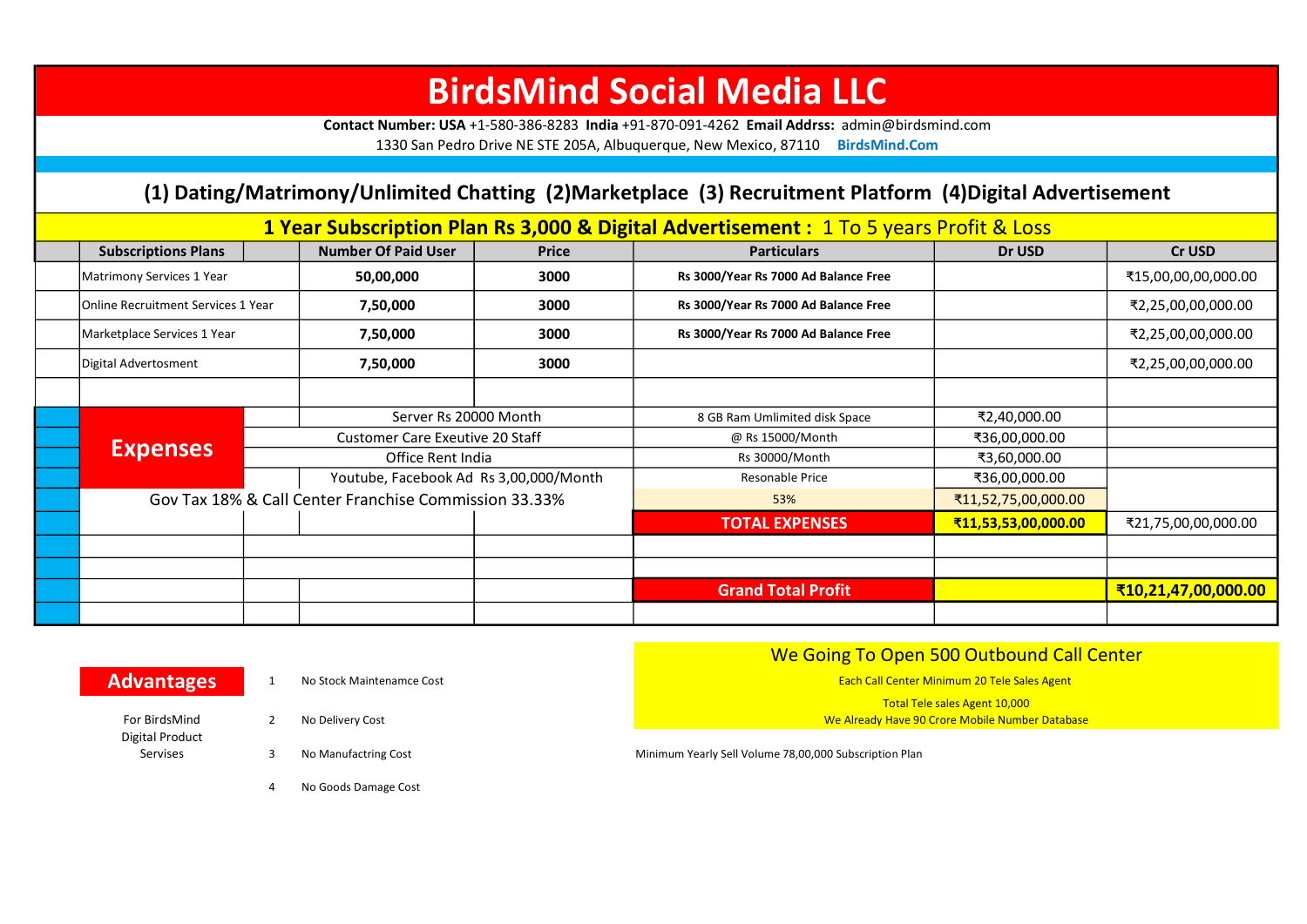# BirdsMind Social Media LLC

**Contact Number: USA** +1-580-386-8283 **India** +91-870-091-4262 **Email Addrss:** admin@birdsmind.com
1330 San Pedro Drive NE STE 205A, Albuquerque, New Mexico, 87110 **BirdsMind.Com**

## (1) Dating/Matrimony/Unlimited Chatting (2)Marketplace (3) Recruitment Platform (4)Digital Advertisement

### 1 Year Subscription Plan Rs 3,000 & Digital Advertisement : 1 To 5 years Profit & Loss

| Subscriptions Plans | Number Of Paid User | Price | Particulars | Dr USD | Cr USD |
|---|---|---|---|---|---|
| Matrimony Services 1 Year | **50,00,000** | **3000** | **Rs 3000/Year Rs 7000 Ad Balance Free** | | ₹15,00,00,00,000.00 |
| Online Recruitment Services 1 Year | **7,50,000** | **3000** | **Rs 3000/Year Rs 7000 Ad Balance Free** | | ₹2,25,00,00,000.00 |
| Marketplace Services 1 Year | **7,50,000** | **3000** | **Rs 3000/Year Rs 7000 Ad Balance Free** | | ₹2,25,00,00,000.00 |
| Digital Advertosment | **7,50,000** | **3000** | | | ₹2,25,00,00,000.00 |
| | | | | | |
| **Expenses** | Server Rs 20000 Month | | 8 GB Ram Umlimited disk Space | ₹2,40,000.00 | |
| | Customer Care Exeutive 20 Staff | | @ Rs 15000/Month | ₹36,00,000.00 | |
| | Office Rent India | | Rs 30000/Month | ₹3,60,000.00 | |
| | Youtube, Facebook Ad Rs 3,00,000/Month | | Resonable Price | ₹36,00,000.00 | |
| Gov Tax 18% & Call Center Franchise Commission 33.33% | | | 53% | ₹11,52,75,00,000.00 | |
| | | | **TOTAL EXPENSES** | **₹11,53,53,00,000.00** | ₹21,75,00,00,000.00 |
| | | | | | |
| | | | | | |
| | | | **Grand Total Profit** | | **₹10,21,47,00,000.00** |

**Advantages**

For BirdsMind Digital Product Servises

1. No Stock Maintenamce Cost
2. No Delivery Cost
3. No Manufactring Cost
4. No Goods Damage Cost

We Going To Open 500 Outbound Call Center

Each Call Center Minimum 20 Tele Sales Agent

Total Tele sales Agent 10,000

We Already Have 90 Crore Mobile Number Database

Minimum Yearly Sell Volume 78,00,000 Subscription Plan